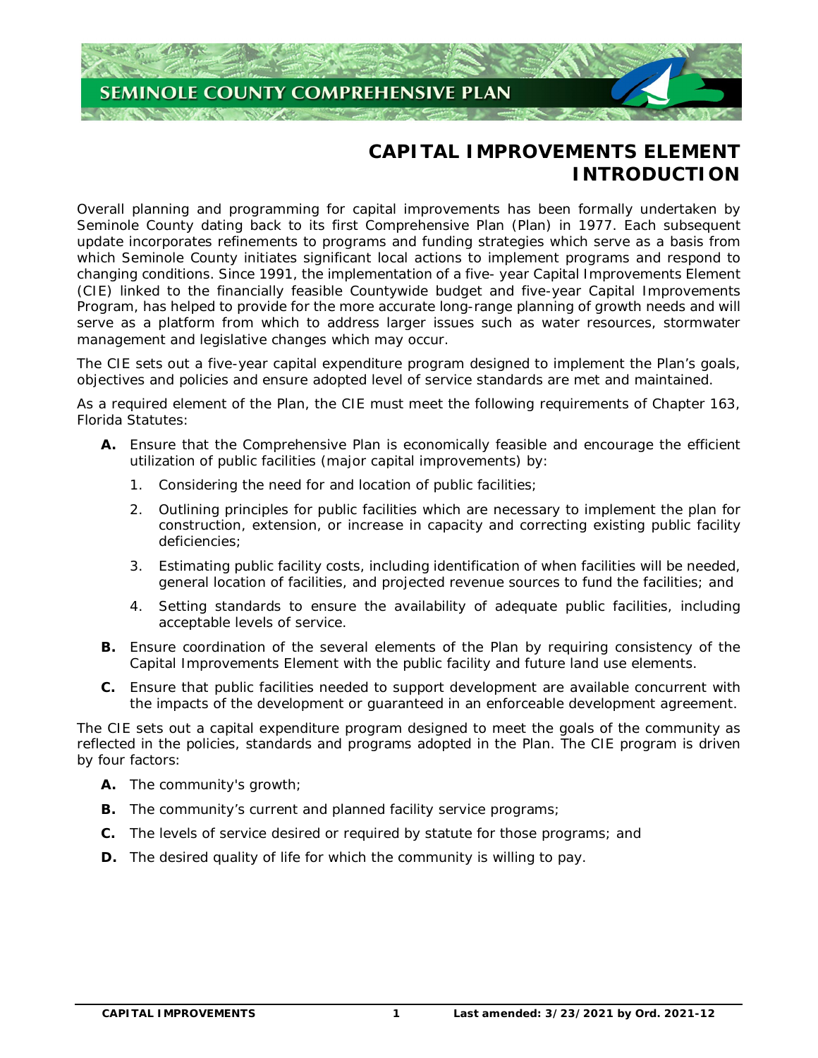# CAPITAL IMPROVEMENTS ELEMENT INTRODUCTION

Overall planning and programming for capital improvements has been formally undertaken by Seminole County dating back to its first Comprehensive Plan (Plan) in 1977. Each subsequent update incorporates refinements to programs and funding strategies which serve as a basis from which Seminole County initiates significant local actions to implement programs and respond to changing conditions. Since 1991, the implementation of a five- year Capital Improvements Element (CIE) linked to the financially feasible Countywide budget and five-year Capital Improvements Program, has helped to provide for the more accurate long-range planning of growth needs and will serve as a platform from which to address larger issues such as water resources, stormwater management and legislative changes which may occur.

The CIE sets out a five-year capital expenditure program designed to implement the Plan's goals, objectives and policies and ensure adopted level of service standards are met and maintained.

As a required element of the Plan, the CIE must meet the following requirements of Chapter 163, Florida Statutes:

**A.** Ensure that the Comprehensive Plan is economically feasible and encourage the efficient utilization of public facilities (major capital improvements) by:

1. Considering the need for and location of public facilities;
2. Outlining principles for public facilities which are necessary to implement the plan for construction, extension, or increase in capacity and correcting existing public facility deficiencies;
3. Estimating public facility costs, including identification of when facilities will be needed, general location of facilities, and projected revenue sources to fund the facilities; and
4. Setting standards to ensure the availability of adequate public facilities, including acceptable levels of service.

**B.** Ensure coordination of the several elements of the Plan by requiring consistency of the Capital Improvements Element with the public facility and future land use elements.

**C.** Ensure that public facilities needed to support development are available concurrent with the impacts of the development or guaranteed in an enforceable development agreement.

The CIE sets out a capital expenditure program designed to meet the goals of the community as reflected in the policies, standards and programs adopted in the Plan. The CIE program is driven by four factors:

**A.** The community's growth;

**B.** The community's current and planned facility service programs;

**C.** The levels of service desired or required by statute for those programs; and

**D.** The desired quality of life for which the community is willing to pay.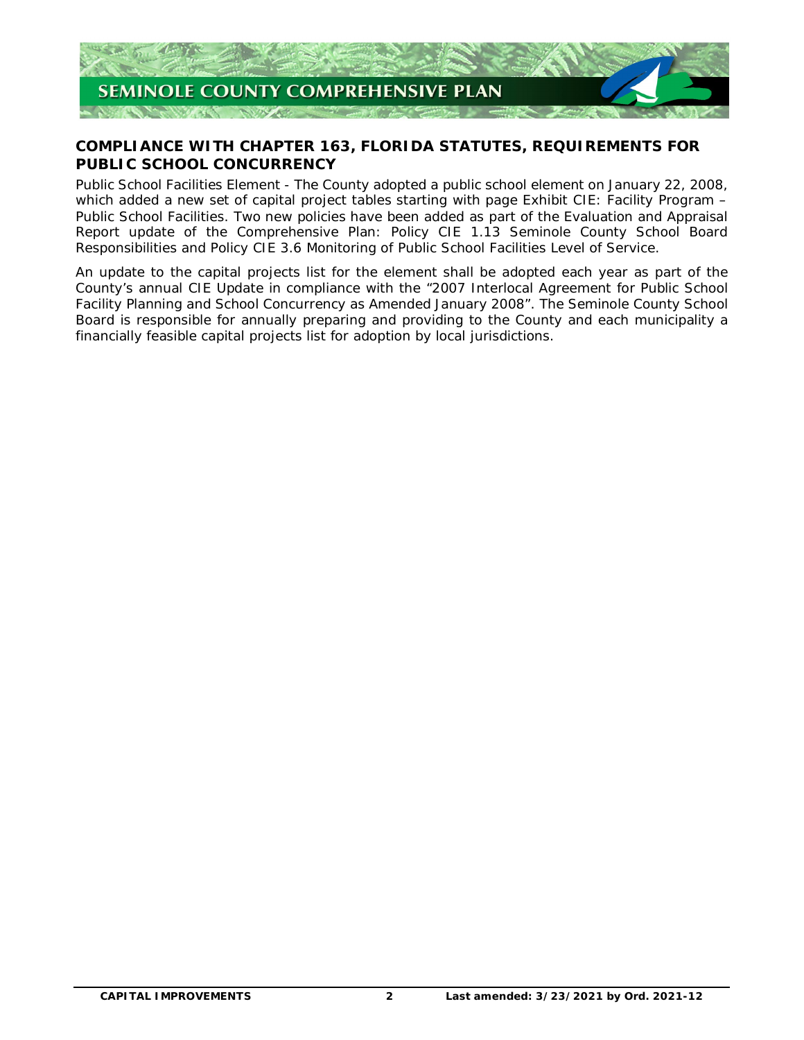## COMPLIANCE WITH CHAPTER 163, FLORIDA STATUTES, REQUIREMENTS FOR PUBLIC SCHOOL CONCURRENCY

Public School Facilities Element - The County adopted a public school element on January 22, 2008, which added a new set of capital project tables starting with page Exhibit CIE: Facility Program – Public School Facilities. Two new policies have been added as part of the Evaluation and Appraisal Report update of the Comprehensive Plan: Policy CIE 1.13 Seminole County School Board Responsibilities and Policy CIE 3.6 Monitoring of Public School Facilities Level of Service.

An update to the capital projects list for the element shall be adopted each year as part of the County's annual CIE Update in compliance with the "2007 Interlocal Agreement for Public School Facility Planning and School Concurrency as Amended January 2008". The Seminole County School Board is responsible for annually preparing and providing to the County and each municipality a financially feasible capital projects list for adoption by local jurisdictions.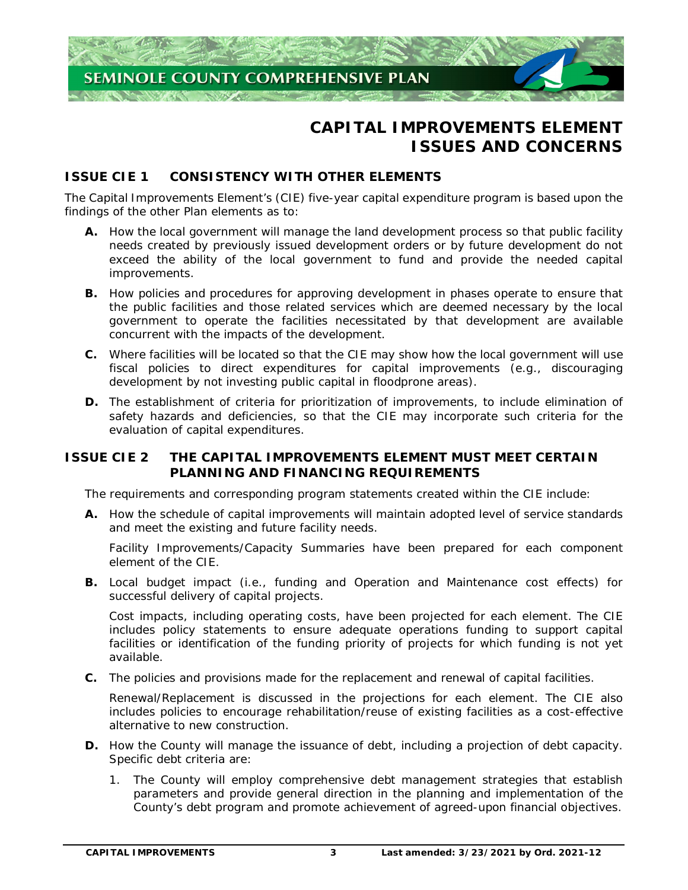# CAPITAL IMPROVEMENTS ELEMENT ISSUES AND CONCERNS

## ISSUE CIE 1 CONSISTENCY WITH OTHER ELEMENTS

The Capital Improvements Element's (CIE) five-year capital expenditure program is based upon the findings of the other Plan elements as to:

**A.** How the local government will manage the land development process so that public facility needs created by previously issued development orders or by future development do not exceed the ability of the local government to fund and provide the needed capital improvements.

**B.** How policies and procedures for approving development in phases operate to ensure that the public facilities and those related services which are deemed necessary by the local government to operate the facilities necessitated by that development are available concurrent with the impacts of the development.

**C.** Where facilities will be located so that the CIE may show how the local government will use fiscal policies to direct expenditures for capital improvements (e.g., discouraging development by not investing public capital in floodprone areas).

**D.** The establishment of criteria for prioritization of improvements, to include elimination of safety hazards and deficiencies, so that the CIE may incorporate such criteria for the evaluation of capital expenditures.

## ISSUE CIE 2 THE CAPITAL IMPROVEMENTS ELEMENT MUST MEET CERTAIN PLANNING AND FINANCING REQUIREMENTS

The requirements and corresponding program statements created within the CIE include:

**A.** How the schedule of capital improvements will maintain adopted level of service standards and meet the existing and future facility needs.

Facility Improvements/Capacity Summaries have been prepared for each component element of the CIE.

**B.** Local budget impact (i.e., funding and Operation and Maintenance cost effects) for successful delivery of capital projects.

Cost impacts, including operating costs, have been projected for each element. The CIE includes policy statements to ensure adequate operations funding to support capital facilities or identification of the funding priority of projects for which funding is not yet available.

**C.** The policies and provisions made for the replacement and renewal of capital facilities.

Renewal/Replacement is discussed in the projections for each element. The CIE also includes policies to encourage rehabilitation/reuse of existing facilities as a cost-effective alternative to new construction.

**D.** How the County will manage the issuance of debt, including a projection of debt capacity. Specific debt criteria are:

1. The County will employ comprehensive debt management strategies that establish parameters and provide general direction in the planning and implementation of the County's debt program and promote achievement of agreed-upon financial objectives.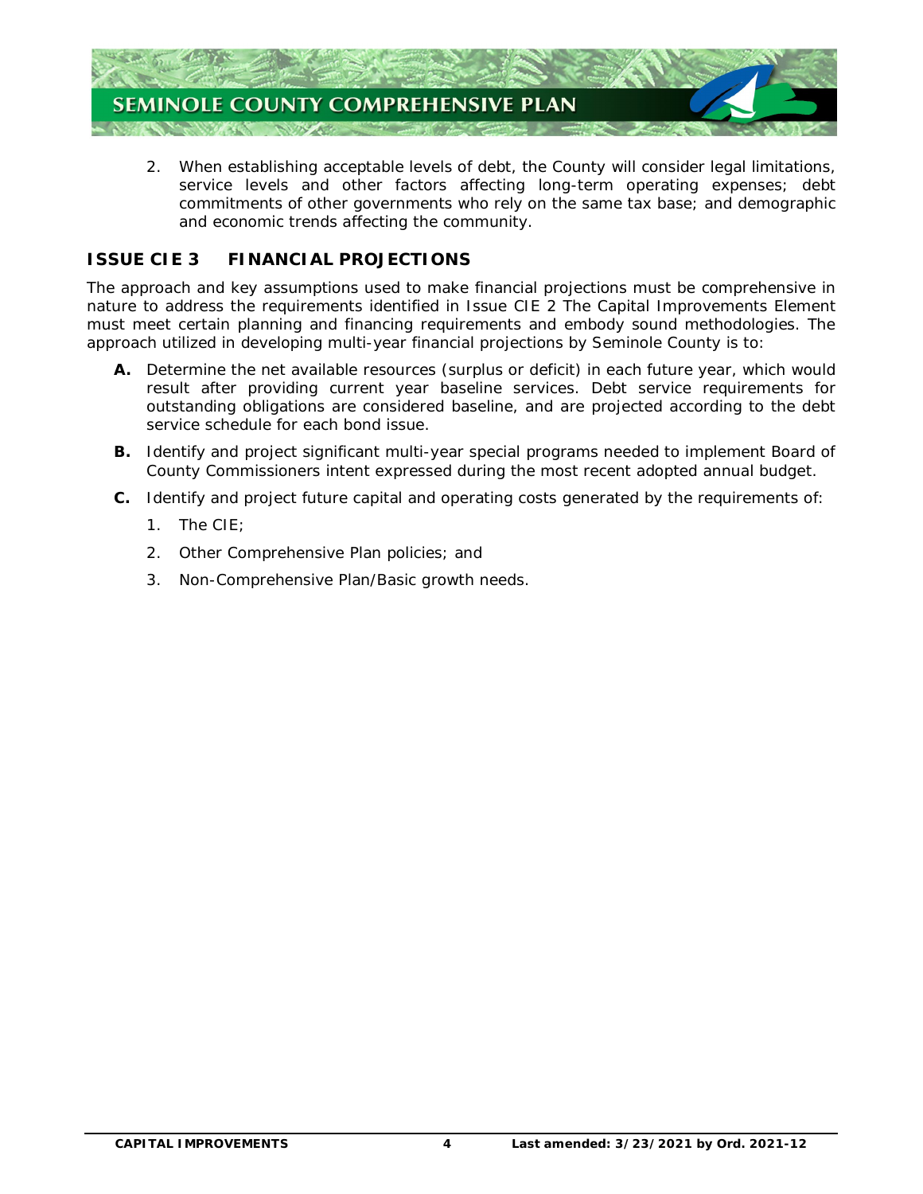2. When establishing acceptable levels of debt, the County will consider legal limitations, service levels and other factors affecting long-term operating expenses; debt commitments of other governments who rely on the same tax base; and demographic and economic trends affecting the community.

## ISSUE CIE 3 FINANCIAL PROJECTIONS

The approach and key assumptions used to make financial projections must be comprehensive in nature to address the requirements identified in Issue CIE 2 The Capital Improvements Element must meet certain planning and financing requirements and embody sound methodologies. The approach utilized in developing multi-year financial projections by Seminole County is to:

**A.** Determine the net available resources (surplus or deficit) in each future year, which would result after providing current year baseline services. Debt service requirements for outstanding obligations are considered baseline, and are projected according to the debt service schedule for each bond issue.

**B.** Identify and project significant multi-year special programs needed to implement Board of County Commissioners intent expressed during the most recent adopted annual budget.

**C.** Identify and project future capital and operating costs generated by the requirements of:

1. The CIE;
2. Other Comprehensive Plan policies; and
3. Non-Comprehensive Plan/Basic growth needs.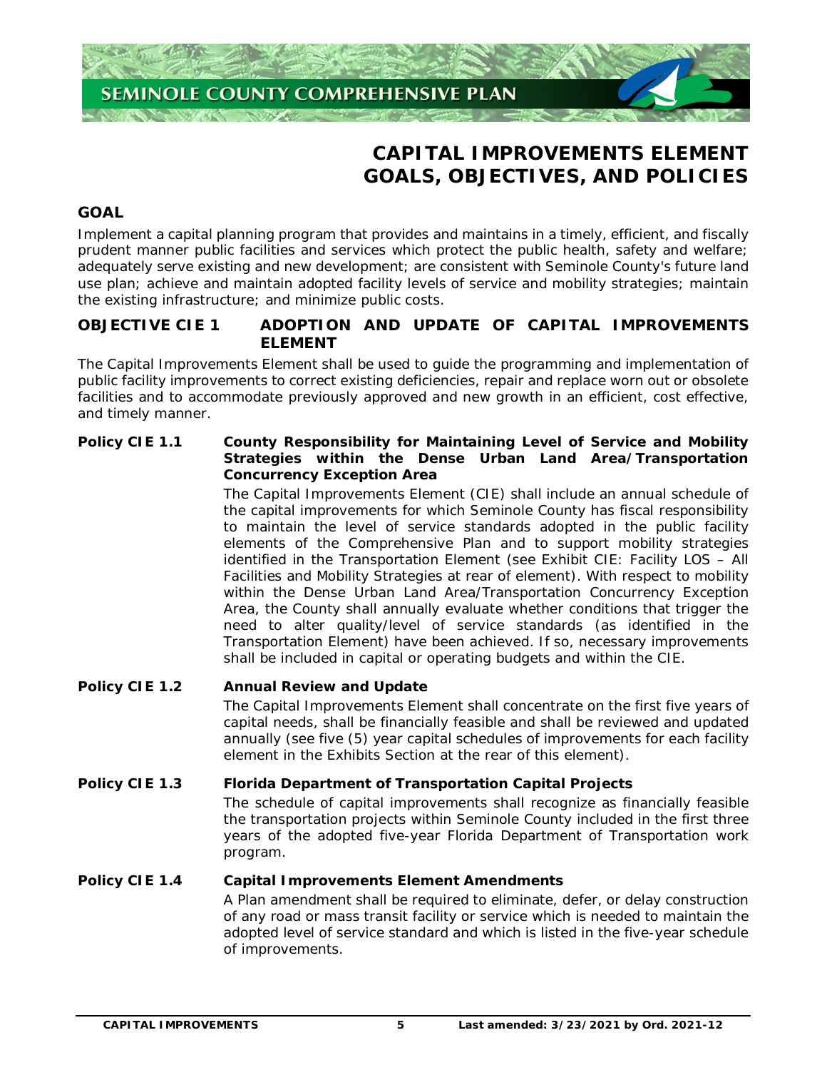# CAPITAL IMPROVEMENTS ELEMENT GOALS, OBJECTIVES, AND POLICIES

## GOAL

Implement a capital planning program that provides and maintains in a timely, efficient, and fiscally prudent manner public facilities and services which protect the public health, safety and welfare; adequately serve existing and new development; are consistent with Seminole County's future land use plan; achieve and maintain adopted facility levels of service and mobility strategies; maintain the existing infrastructure; and minimize public costs.

## OBJECTIVE CIE 1 ADOPTION AND UPDATE OF CAPITAL IMPROVEMENTS ELEMENT

The Capital Improvements Element shall be used to guide the programming and implementation of public facility improvements to correct existing deficiencies, repair and replace worn out or obsolete facilities and to accommodate previously approved and new growth in an efficient, cost effective, and timely manner.

**Policy CIE 1.1 County Responsibility for Maintaining Level of Service and Mobility Strategies within the Dense Urban Land Area/Transportation Concurrency Exception Area**

The Capital Improvements Element (CIE) shall include an annual schedule of the capital improvements for which Seminole County has fiscal responsibility to maintain the level of service standards adopted in the public facility elements of the Comprehensive Plan and to support mobility strategies identified in the Transportation Element (see Exhibit CIE: Facility LOS – All Facilities and Mobility Strategies at rear of element). With respect to mobility within the Dense Urban Land Area/Transportation Concurrency Exception Area, the County shall annually evaluate whether conditions that trigger the need to alter quality/level of service standards (as identified in the Transportation Element) have been achieved. If so, necessary improvements shall be included in capital or operating budgets and within the CIE.

**Policy CIE 1.2 Annual Review and Update**

The Capital Improvements Element shall concentrate on the first five years of capital needs, shall be financially feasible and shall be reviewed and updated annually (see five (5) year capital schedules of improvements for each facility element in the Exhibits Section at the rear of this element).

**Policy CIE 1.3 Florida Department of Transportation Capital Projects**

The schedule of capital improvements shall recognize as financially feasible the transportation projects within Seminole County included in the first three years of the adopted five-year Florida Department of Transportation work program.

**Policy CIE 1.4 Capital Improvements Element Amendments**

A Plan amendment shall be required to eliminate, defer, or delay construction of any road or mass transit facility or service which is needed to maintain the adopted level of service standard and which is listed in the five-year schedule of improvements.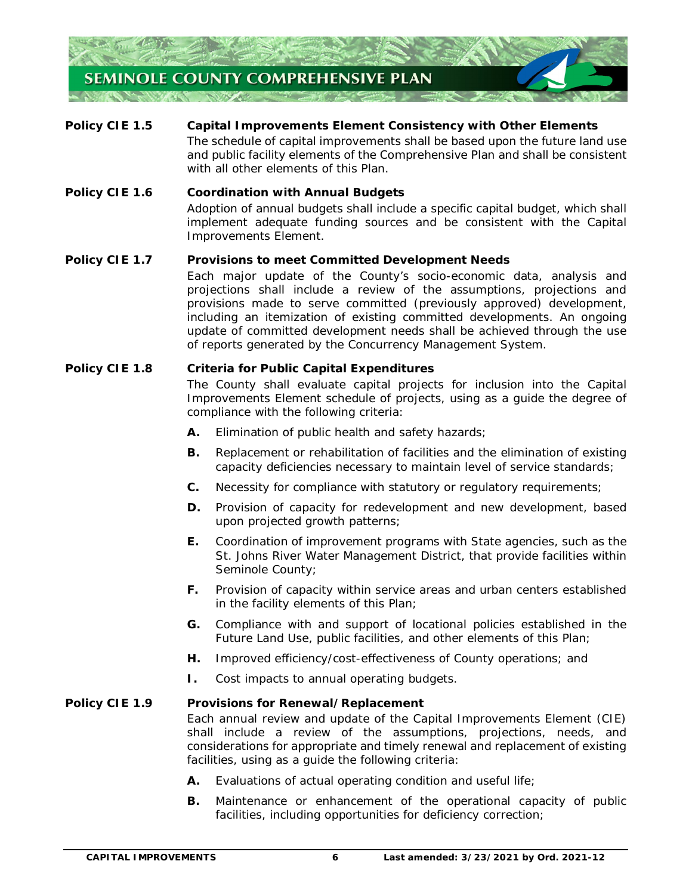**Policy CIE 1.5 Capital Improvements Element Consistency with Other Elements**

The schedule of capital improvements shall be based upon the future land use and public facility elements of the Comprehensive Plan and shall be consistent with all other elements of this Plan.

**Policy CIE 1.6 Coordination with Annual Budgets**

Adoption of annual budgets shall include a specific capital budget, which shall implement adequate funding sources and be consistent with the Capital Improvements Element.

**Policy CIE 1.7 Provisions to meet Committed Development Needs**

Each major update of the County's socio-economic data, analysis and projections shall include a review of the assumptions, projections and provisions made to serve committed (previously approved) development, including an itemization of existing committed developments. An ongoing update of committed development needs shall be achieved through the use of reports generated by the Concurrency Management System.

**Policy CIE 1.8 Criteria for Public Capital Expenditures**

The County shall evaluate capital projects for inclusion into the Capital Improvements Element schedule of projects, using as a guide the degree of compliance with the following criteria:

**A.** Elimination of public health and safety hazards;

**B.** Replacement or rehabilitation of facilities and the elimination of existing capacity deficiencies necessary to maintain level of service standards;

**C.** Necessity for compliance with statutory or regulatory requirements;

**D.** Provision of capacity for redevelopment and new development, based upon projected growth patterns;

**E.** Coordination of improvement programs with State agencies, such as the St. Johns River Water Management District, that provide facilities within Seminole County;

**F.** Provision of capacity within service areas and urban centers established in the facility elements of this Plan;

**G.** Compliance with and support of locational policies established in the Future Land Use, public facilities, and other elements of this Plan;

**H.** Improved efficiency/cost-effectiveness of County operations; and

**I.** Cost impacts to annual operating budgets.

**Policy CIE 1.9 Provisions for Renewal/Replacement**

Each annual review and update of the Capital Improvements Element (CIE) shall include a review of the assumptions, projections, needs, and considerations for appropriate and timely renewal and replacement of existing facilities, using as a guide the following criteria:

**A.** Evaluations of actual operating condition and useful life;

**B.** Maintenance or enhancement of the operational capacity of public facilities, including opportunities for deficiency correction;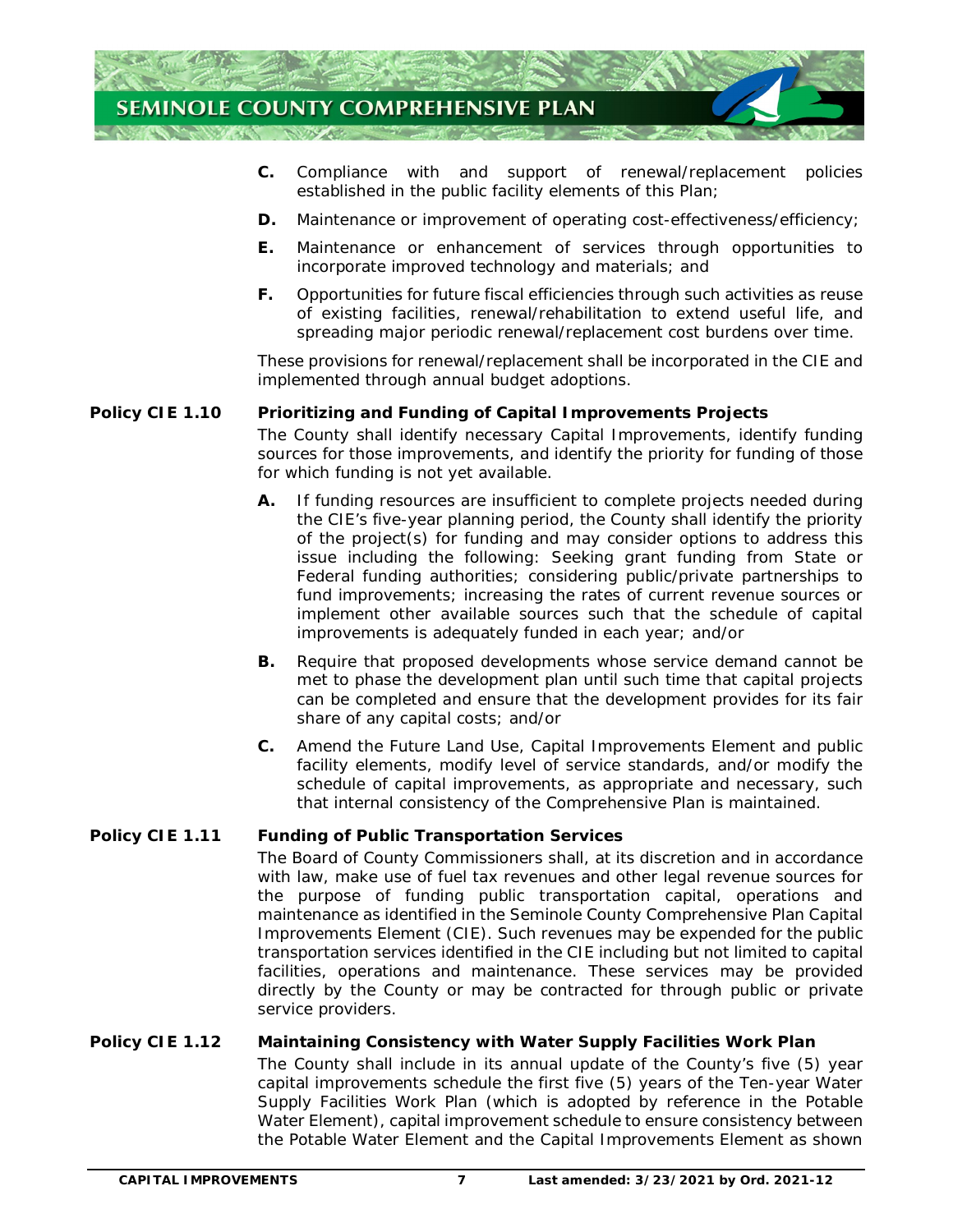**C.** Compliance with and support of renewal/replacement policies established in the public facility elements of this Plan;

**D.** Maintenance or improvement of operating cost-effectiveness/efficiency;

**E.** Maintenance or enhancement of services through opportunities to incorporate improved technology and materials; and

**F.** Opportunities for future fiscal efficiencies through such activities as reuse of existing facilities, renewal/rehabilitation to extend useful life, and spreading major periodic renewal/replacement cost burdens over time.

These provisions for renewal/replacement shall be incorporated in the CIE and implemented through annual budget adoptions.

**Policy CIE 1.10 Prioritizing and Funding of Capital Improvements Projects**

The County shall identify necessary Capital Improvements, identify funding sources for those improvements, and identify the priority for funding of those for which funding is not yet available.

**A.** If funding resources are insufficient to complete projects needed during the CIE's five-year planning period, the County shall identify the priority of the project(s) for funding and may consider options to address this issue including the following: Seeking grant funding from State or Federal funding authorities; considering public/private partnerships to fund improvements; increasing the rates of current revenue sources or implement other available sources such that the schedule of capital improvements is adequately funded in each year; and/or

**B.** Require that proposed developments whose service demand cannot be met to phase the development plan until such time that capital projects can be completed and ensure that the development provides for its fair share of any capital costs; and/or

**C.** Amend the Future Land Use, Capital Improvements Element and public facility elements, modify level of service standards, and/or modify the schedule of capital improvements, as appropriate and necessary, such that internal consistency of the Comprehensive Plan is maintained.

**Policy CIE 1.11 Funding of Public Transportation Services**

The Board of County Commissioners shall, at its discretion and in accordance with law, make use of fuel tax revenues and other legal revenue sources for the purpose of funding public transportation capital, operations and maintenance as identified in the Seminole County Comprehensive Plan Capital Improvements Element (CIE). Such revenues may be expended for the public transportation services identified in the CIE including but not limited to capital facilities, operations and maintenance. These services may be provided directly by the County or may be contracted for through public or private service providers.

**Policy CIE 1.12 Maintaining Consistency with Water Supply Facilities Work Plan**

The County shall include in its annual update of the County's five (5) year capital improvements schedule the first five (5) years of the Ten-year Water Supply Facilities Work Plan (which is adopted by reference in the Potable Water Element), capital improvement schedule to ensure consistency between the Potable Water Element and the Capital Improvements Element as shown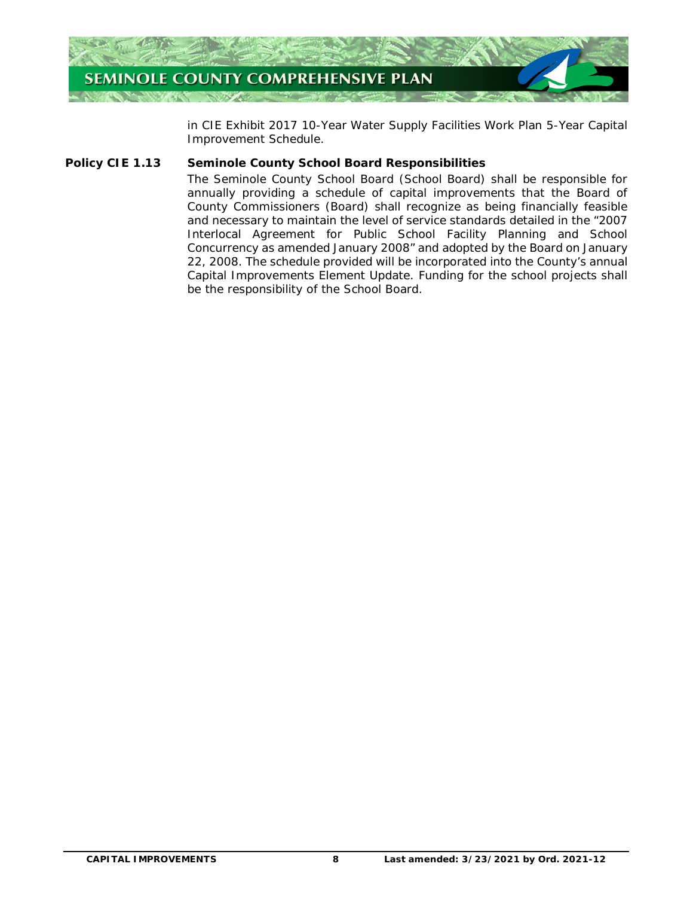in CIE Exhibit 2017 10-Year Water Supply Facilities Work Plan 5-Year Capital Improvement Schedule.

**Policy CIE 1.13 Seminole County School Board Responsibilities**

The Seminole County School Board (School Board) shall be responsible for annually providing a schedule of capital improvements that the Board of County Commissioners (Board) shall recognize as being financially feasible and necessary to maintain the level of service standards detailed in the "2007 Interlocal Agreement for Public School Facility Planning and School Concurrency as amended January 2008" and adopted by the Board on January 22, 2008. The schedule provided will be incorporated into the County's annual Capital Improvements Element Update. Funding for the school projects shall be the responsibility of the School Board.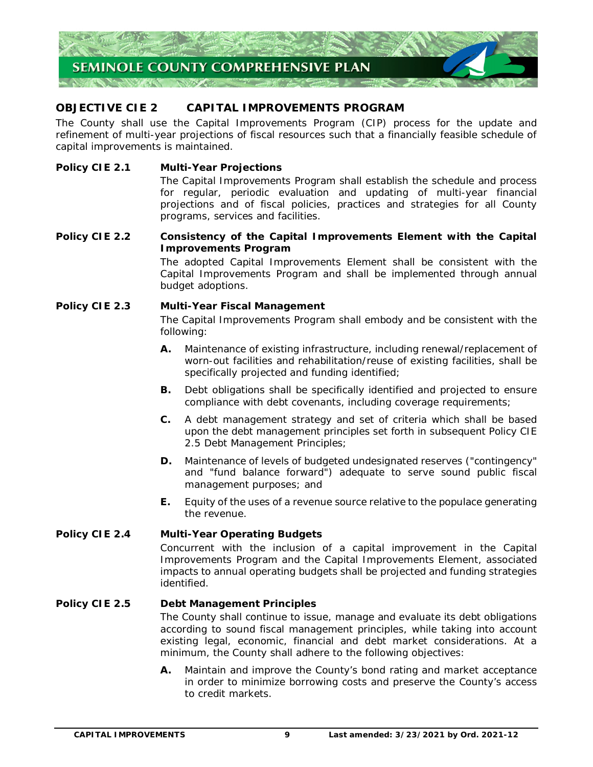## OBJECTIVE CIE 2 CAPITAL IMPROVEMENTS PROGRAM

The County shall use the Capital Improvements Program (CIP) process for the update and refinement of multi-year projections of fiscal resources such that a financially feasible schedule of capital improvements is maintained.

**Policy CIE 2.1 Multi-Year Projections**

The Capital Improvements Program shall establish the schedule and process for regular, periodic evaluation and updating of multi-year financial projections and of fiscal policies, practices and strategies for all County programs, services and facilities.

**Policy CIE 2.2 Consistency of the Capital Improvements Element with the Capital Improvements Program**

The adopted Capital Improvements Element shall be consistent with the Capital Improvements Program and shall be implemented through annual budget adoptions.

**Policy CIE 2.3 Multi-Year Fiscal Management**

The Capital Improvements Program shall embody and be consistent with the following:

**A.** Maintenance of existing infrastructure, including renewal/replacement of worn-out facilities and rehabilitation/reuse of existing facilities, shall be specifically projected and funding identified;

**B.** Debt obligations shall be specifically identified and projected to ensure compliance with debt covenants, including coverage requirements;

**C.** A debt management strategy and set of criteria which shall be based upon the debt management principles set forth in subsequent Policy CIE 2.5 Debt Management Principles;

**D.** Maintenance of levels of budgeted undesignated reserves ("contingency" and "fund balance forward") adequate to serve sound public fiscal management purposes; and

**E.** Equity of the uses of a revenue source relative to the populace generating the revenue.

**Policy CIE 2.4 Multi-Year Operating Budgets**

Concurrent with the inclusion of a capital improvement in the Capital Improvements Program and the Capital Improvements Element, associated impacts to annual operating budgets shall be projected and funding strategies identified.

**Policy CIE 2.5 Debt Management Principles**

The County shall continue to issue, manage and evaluate its debt obligations according to sound fiscal management principles, while taking into account existing legal, economic, financial and debt market considerations. At a minimum, the County shall adhere to the following objectives:

**A.** Maintain and improve the County's bond rating and market acceptance in order to minimize borrowing costs and preserve the County's access to credit markets.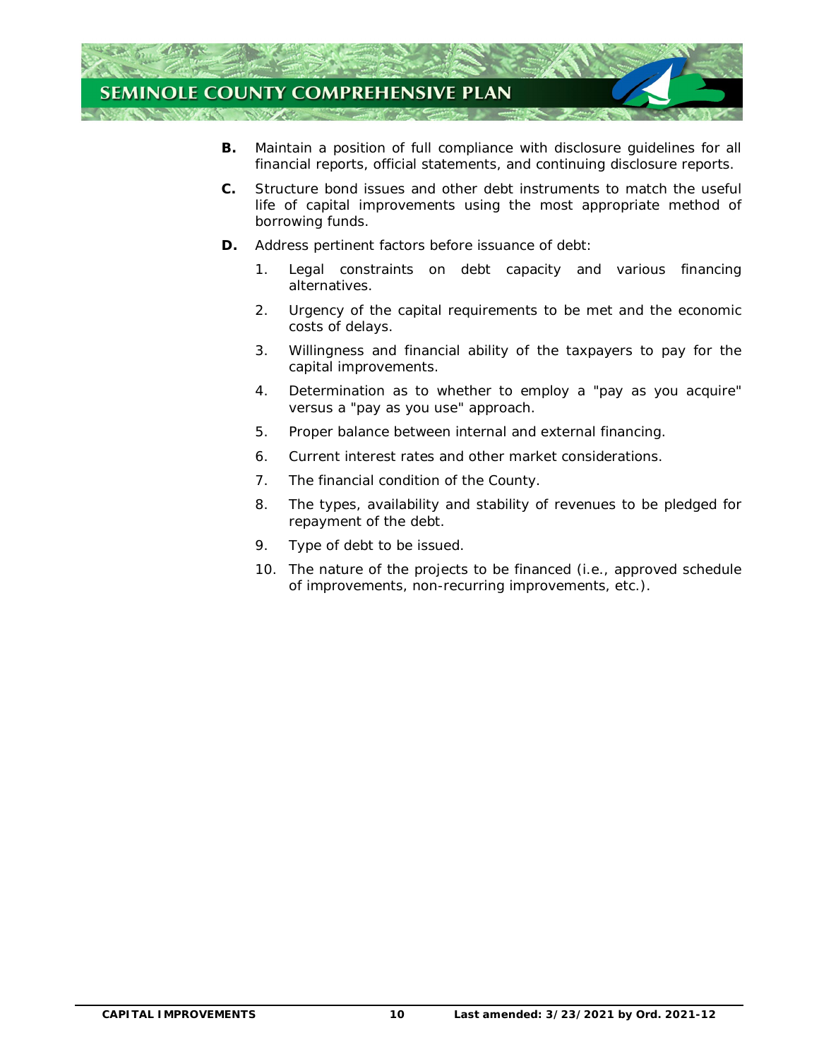**B.** Maintain a position of full compliance with disclosure guidelines for all financial reports, official statements, and continuing disclosure reports.

**C.** Structure bond issues and other debt instruments to match the useful life of capital improvements using the most appropriate method of borrowing funds.

**D.** Address pertinent factors before issuance of debt:

1. Legal constraints on debt capacity and various financing alternatives.
2. Urgency of the capital requirements to be met and the economic costs of delays.
3. Willingness and financial ability of the taxpayers to pay for the capital improvements.
4. Determination as to whether to employ a "pay as you acquire" versus a "pay as you use" approach.
5. Proper balance between internal and external financing.
6. Current interest rates and other market considerations.
7. The financial condition of the County.
8. The types, availability and stability of revenues to be pledged for repayment of the debt.
9. Type of debt to be issued.
10. The nature of the projects to be financed (i.e., approved schedule of improvements, non-recurring improvements, etc.).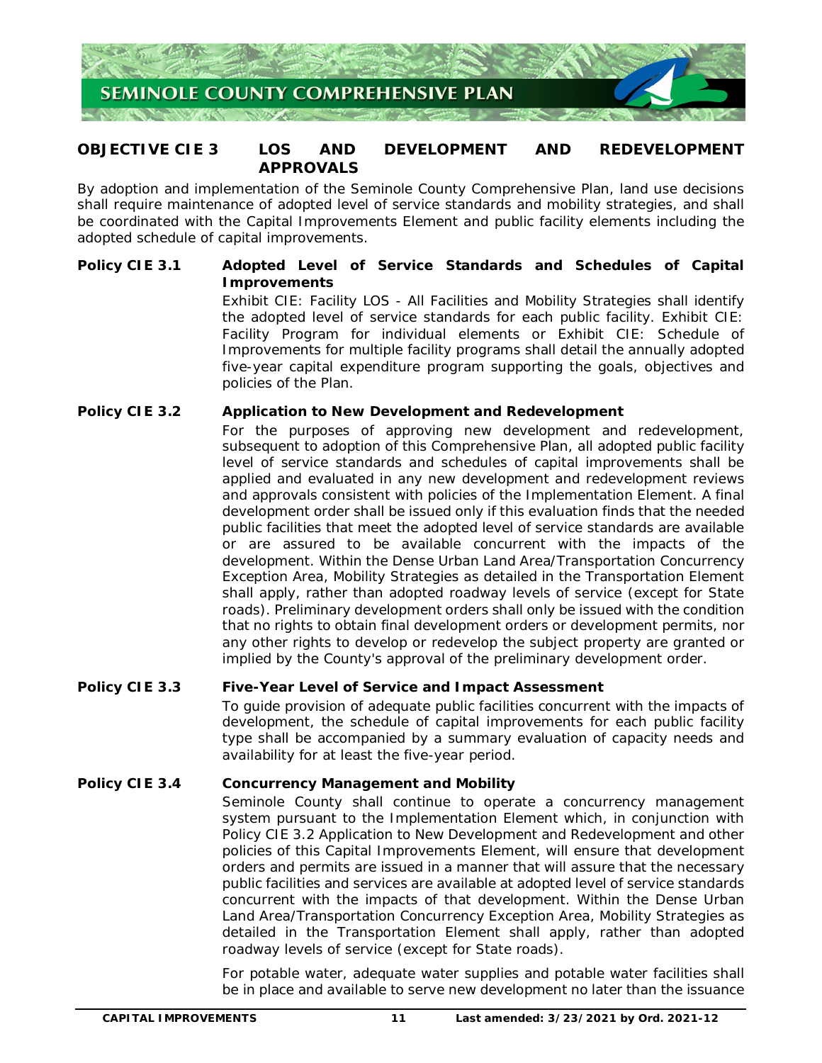## OBJECTIVE CIE 3 LOS AND DEVELOPMENT AND REDEVELOPMENT APPROVALS

By adoption and implementation of the Seminole County Comprehensive Plan, land use decisions shall require maintenance of adopted level of service standards and mobility strategies, and shall be coordinated with the Capital Improvements Element and public facility elements including the adopted schedule of capital improvements.

**Policy CIE 3.1 Adopted Level of Service Standards and Schedules of Capital Improvements**

Exhibit CIE: Facility LOS - All Facilities and Mobility Strategies shall identify the adopted level of service standards for each public facility. Exhibit CIE: Facility Program for individual elements or Exhibit CIE: Schedule of Improvements for multiple facility programs shall detail the annually adopted five-year capital expenditure program supporting the goals, objectives and policies of the Plan.

**Policy CIE 3.2 Application to New Development and Redevelopment**

For the purposes of approving new development and redevelopment, subsequent to adoption of this Comprehensive Plan, all adopted public facility level of service standards and schedules of capital improvements shall be applied and evaluated in any new development and redevelopment reviews and approvals consistent with policies of the Implementation Element. A final development order shall be issued only if this evaluation finds that the needed public facilities that meet the adopted level of service standards are available or are assured to be available concurrent with the impacts of the development. Within the Dense Urban Land Area/Transportation Concurrency Exception Area, Mobility Strategies as detailed in the Transportation Element shall apply, rather than adopted roadway levels of service (except for State roads). Preliminary development orders shall only be issued with the condition that no rights to obtain final development orders or development permits, nor any other rights to develop or redevelop the subject property are granted or implied by the County's approval of the preliminary development order.

**Policy CIE 3.3 Five-Year Level of Service and Impact Assessment**

To guide provision of adequate public facilities concurrent with the impacts of development, the schedule of capital improvements for each public facility type shall be accompanied by a summary evaluation of capacity needs and availability for at least the five-year period.

**Policy CIE 3.4 Concurrency Management and Mobility**

Seminole County shall continue to operate a concurrency management system pursuant to the Implementation Element which, in conjunction with Policy CIE 3.2 Application to New Development and Redevelopment and other policies of this Capital Improvements Element, will ensure that development orders and permits are issued in a manner that will assure that the necessary public facilities and services are available at adopted level of service standards concurrent with the impacts of that development. Within the Dense Urban Land Area/Transportation Concurrency Exception Area, Mobility Strategies as detailed in the Transportation Element shall apply, rather than adopted roadway levels of service (except for State roads).

For potable water, adequate water supplies and potable water facilities shall be in place and available to serve new development no later than the issuance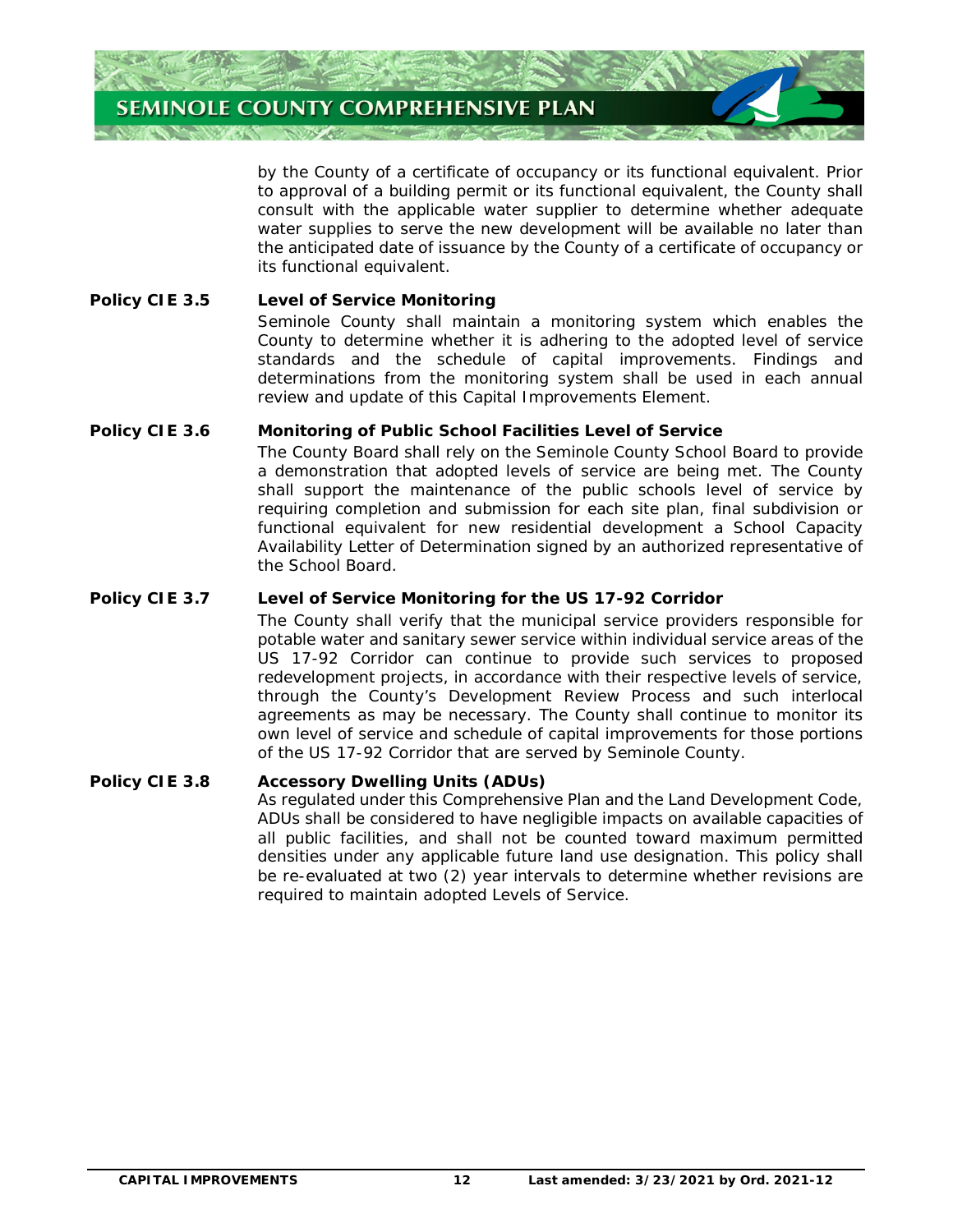by the County of a certificate of occupancy or its functional equivalent. Prior to approval of a building permit or its functional equivalent, the County shall consult with the applicable water supplier to determine whether adequate water supplies to serve the new development will be available no later than the anticipated date of issuance by the County of a certificate of occupancy or its functional equivalent.

**Policy CIE 3.5 Level of Service Monitoring**

Seminole County shall maintain a monitoring system which enables the County to determine whether it is adhering to the adopted level of service standards and the schedule of capital improvements. Findings and determinations from the monitoring system shall be used in each annual review and update of this Capital Improvements Element.

**Policy CIE 3.6 Monitoring of Public School Facilities Level of Service**

The County Board shall rely on the Seminole County School Board to provide a demonstration that adopted levels of service are being met. The County shall support the maintenance of the public schools level of service by requiring completion and submission for each site plan, final subdivision or functional equivalent for new residential development a School Capacity Availability Letter of Determination signed by an authorized representative of the School Board.

**Policy CIE 3.7 Level of Service Monitoring for the US 17-92 Corridor**

The County shall verify that the municipal service providers responsible for potable water and sanitary sewer service within individual service areas of the US 17-92 Corridor can continue to provide such services to proposed redevelopment projects, in accordance with their respective levels of service, through the County's Development Review Process and such interlocal agreements as may be necessary. The County shall continue to monitor its own level of service and schedule of capital improvements for those portions of the US 17-92 Corridor that are served by Seminole County.

**Policy CIE 3.8 Accessory Dwelling Units (ADUs)**

As regulated under this Comprehensive Plan and the Land Development Code, ADUs shall be considered to have negligible impacts on available capacities of all public facilities, and shall not be counted toward maximum permitted densities under any applicable future land use designation. This policy shall be re-evaluated at two (2) year intervals to determine whether revisions are required to maintain adopted Levels of Service.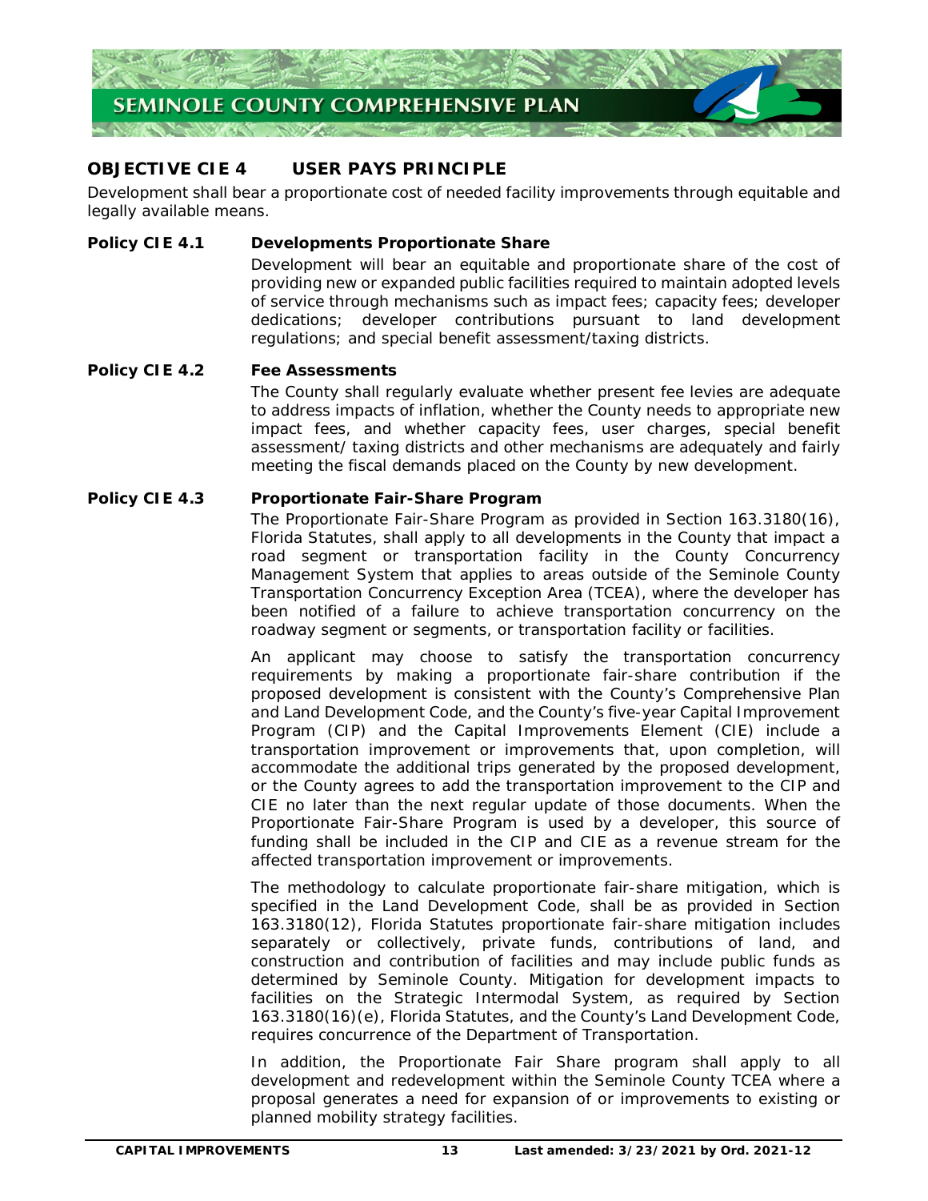## OBJECTIVE CIE 4 USER PAYS PRINCIPLE

Development shall bear a proportionate cost of needed facility improvements through equitable and legally available means.

**Policy CIE 4.1 Developments Proportionate Share**

Development will bear an equitable and proportionate share of the cost of providing new or expanded public facilities required to maintain adopted levels of service through mechanisms such as impact fees; capacity fees; developer dedications; developer contributions pursuant to land development regulations; and special benefit assessment/taxing districts.

**Policy CIE 4.2 Fee Assessments**

The County shall regularly evaluate whether present fee levies are adequate to address impacts of inflation, whether the County needs to appropriate new impact fees, and whether capacity fees, user charges, special benefit assessment/ taxing districts and other mechanisms are adequately and fairly meeting the fiscal demands placed on the County by new development.

**Policy CIE 4.3 Proportionate Fair-Share Program**

The Proportionate Fair-Share Program as provided in Section 163.3180(16), Florida Statutes, shall apply to all developments in the County that impact a road segment or transportation facility in the County Concurrency Management System that applies to areas outside of the Seminole County Transportation Concurrency Exception Area (TCEA), where the developer has been notified of a failure to achieve transportation concurrency on the roadway segment or segments, or transportation facility or facilities.

An applicant may choose to satisfy the transportation concurrency requirements by making a proportionate fair-share contribution if the proposed development is consistent with the County's Comprehensive Plan and Land Development Code, and the County's five-year Capital Improvement Program (CIP) and the Capital Improvements Element (CIE) include a transportation improvement or improvements that, upon completion, will accommodate the additional trips generated by the proposed development, or the County agrees to add the transportation improvement to the CIP and CIE no later than the next regular update of those documents. When the Proportionate Fair-Share Program is used by a developer, this source of funding shall be included in the CIP and CIE as a revenue stream for the affected transportation improvement or improvements.

The methodology to calculate proportionate fair-share mitigation, which is specified in the Land Development Code, shall be as provided in Section 163.3180(12), Florida Statutes proportionate fair-share mitigation includes separately or collectively, private funds, contributions of land, and construction and contribution of facilities and may include public funds as determined by Seminole County. Mitigation for development impacts to facilities on the Strategic Intermodal System, as required by Section 163.3180(16)(e), Florida Statutes, and the County's Land Development Code, requires concurrence of the Department of Transportation.

In addition, the Proportionate Fair Share program shall apply to all development and redevelopment within the Seminole County TCEA where a proposal generates a need for expansion of or improvements to existing or planned mobility strategy facilities.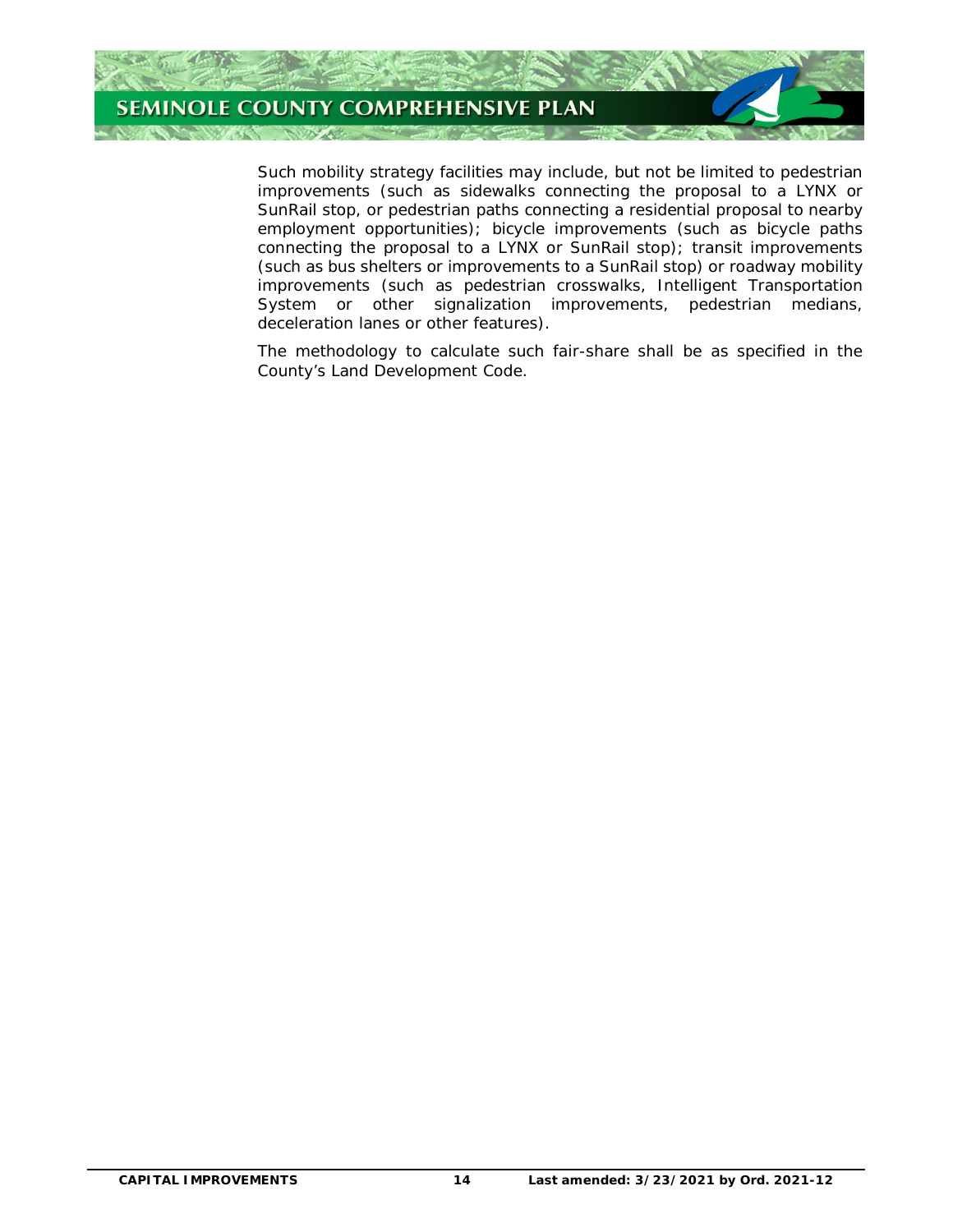Such mobility strategy facilities may include, but not be limited to pedestrian improvements (such as sidewalks connecting the proposal to a LYNX or SunRail stop, or pedestrian paths connecting a residential proposal to nearby employment opportunities); bicycle improvements (such as bicycle paths connecting the proposal to a LYNX or SunRail stop); transit improvements (such as bus shelters or improvements to a SunRail stop) or roadway mobility improvements (such as pedestrian crosswalks, Intelligent Transportation System or other signalization improvements, pedestrian medians, deceleration lanes or other features).

The methodology to calculate such fair-share shall be as specified in the County's Land Development Code.